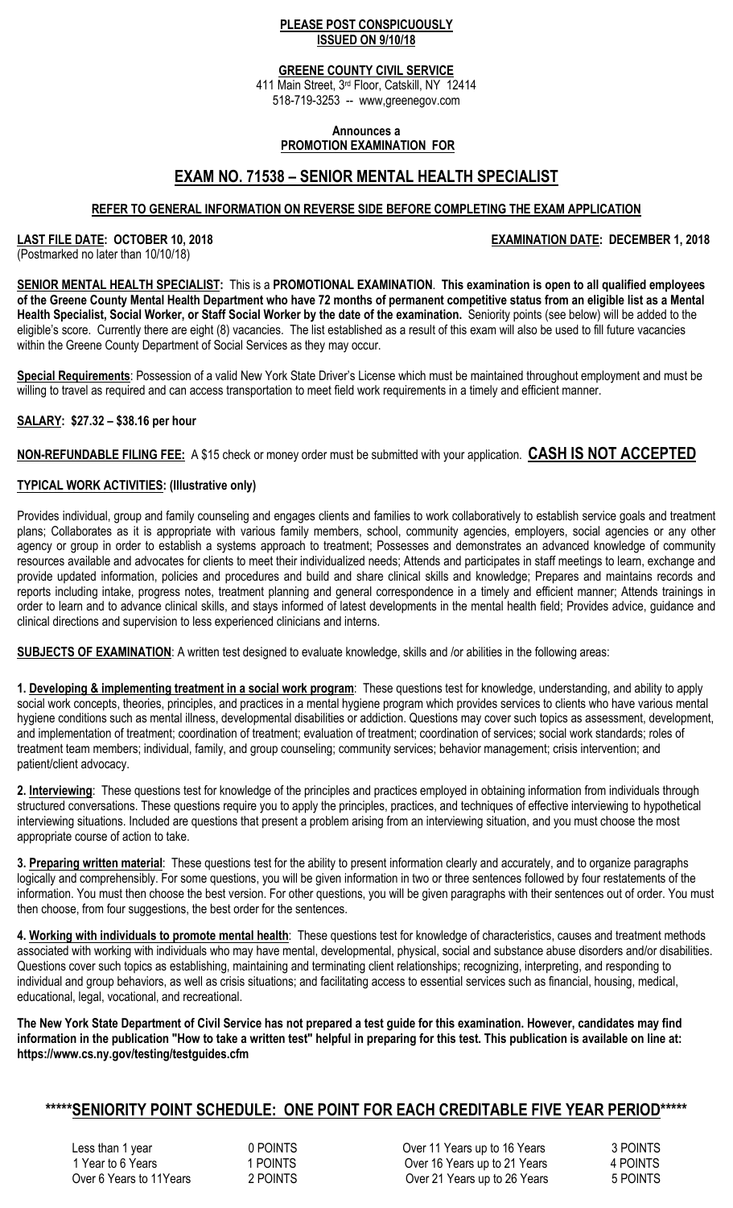**PLEASE POST CONSPICUOUSLY**
**ISSUED ON 9/10/18**

**GREENE COUNTY CIVIL SERVICE**
411 Main Street, 3rd Floor, Catskill, NY 12414
518-719-3253 -- www,greenegov.com

**Announces a**
**PROMOTION EXAMINATION FOR**

# EXAM NO. 71538 – SENIOR MENTAL HEALTH SPECIALIST

**REFER TO GENERAL INFORMATION ON REVERSE SIDE BEFORE COMPLETING THE EXAM APPLICATION**

**LAST FILE DATE: OCTOBER 10, 2018** **EXAMINATION DATE: DECEMBER 1, 2018**
(Postmarked no later than 10/10/18)

**SENIOR MENTAL HEALTH SPECIALIST:** This is a **PROMOTIONAL EXAMINATION**. **This examination is open to all qualified employees of the Greene County Mental Health Department who have 72 months of permanent competitive status from an eligible list as a Mental Health Specialist, Social Worker, or Staff Social Worker by the date of the examination.** Seniority points (see below) will be added to the eligible's score. Currently there are eight (8) vacancies. The list established as a result of this exam will also be used to fill future vacancies within the Greene County Department of Social Services as they may occur.

**Special Requirements**: Possession of a valid New York State Driver's License which must be maintained throughout employment and must be willing to travel as required and can access transportation to meet field work requirements in a timely and efficient manner.

**SALARY: $27.32 – $38.16 per hour**

**NON-REFUNDABLE FILING FEE:** A $15 check or money order must be submitted with your application. **CASH IS NOT ACCEPTED**

**TYPICAL WORK ACTIVITIES: (Illustrative only)**

Provides individual, group and family counseling and engages clients and families to work collaboratively to establish service goals and treatment plans; Collaborates as it is appropriate with various family members, school, community agencies, employers, social agencies or any other agency or group in order to establish a systems approach to treatment; Possesses and demonstrates an advanced knowledge of community resources available and advocates for clients to meet their individualized needs; Attends and participates in staff meetings to learn, exchange and provide updated information, policies and procedures and build and share clinical skills and knowledge; Prepares and maintains records and reports including intake, progress notes, treatment planning and general correspondence in a timely and efficient manner; Attends trainings in order to learn and to advance clinical skills, and stays informed of latest developments in the mental health field; Provides advice, guidance and clinical directions and supervision to less experienced clinicians and interns.

**SUBJECTS OF EXAMINATION**: A written test designed to evaluate knowledge, skills and /or abilities in the following areas:

**1. Developing & implementing treatment in a social work program**: These questions test for knowledge, understanding, and ability to apply social work concepts, theories, principles, and practices in a mental hygiene program which provides services to clients who have various mental hygiene conditions such as mental illness, developmental disabilities or addiction. Questions may cover such topics as assessment, development, and implementation of treatment; coordination of treatment; evaluation of treatment; coordination of services; social work standards; roles of treatment team members; individual, family, and group counseling; community services; behavior management; crisis intervention; and patient/client advocacy.

**2. Interviewing**: These questions test for knowledge of the principles and practices employed in obtaining information from individuals through structured conversations. These questions require you to apply the principles, practices, and techniques of effective interviewing to hypothetical interviewing situations. Included are questions that present a problem arising from an interviewing situation, and you must choose the most appropriate course of action to take.

**3. Preparing written material**: These questions test for the ability to present information clearly and accurately, and to organize paragraphs logically and comprehensibly. For some questions, you will be given information in two or three sentences followed by four restatements of the information. You must then choose the best version. For other questions, you will be given paragraphs with their sentences out of order. You must then choose, from four suggestions, the best order for the sentences.

**4. Working with individuals to promote mental health**: These questions test for knowledge of characteristics, causes and treatment methods associated with working with individuals who may have mental, developmental, physical, social and substance abuse disorders and/or disabilities. Questions cover such topics as establishing, maintaining and terminating client relationships; recognizing, interpreting, and responding to individual and group behaviors, as well as crisis situations; and facilitating access to essential services such as financial, housing, medical, educational, legal, vocational, and recreational.

**The New York State Department of Civil Service has not prepared a test guide for this examination. However, candidates may find information in the publication "How to take a written test" helpful in preparing for this test. This publication is available on line at: https://www.cs.ny.gov/testing/testguides.cfm**

## *****SENIORITY POINT SCHEDULE: ONE POINT FOR EACH CREDITABLE FIVE YEAR PERIOD*****

| | | | |
|---|---|---|---|
| Less than 1 year | 0 POINTS | Over 11 Years up to 16 Years | 3 POINTS |
| 1 Year to 6 Years | 1 POINTS | Over 16 Years up to 21 Years | 4 POINTS |
| Over 6 Years to 11Years | 2 POINTS | Over 21 Years up to 26 Years | 5 POINTS |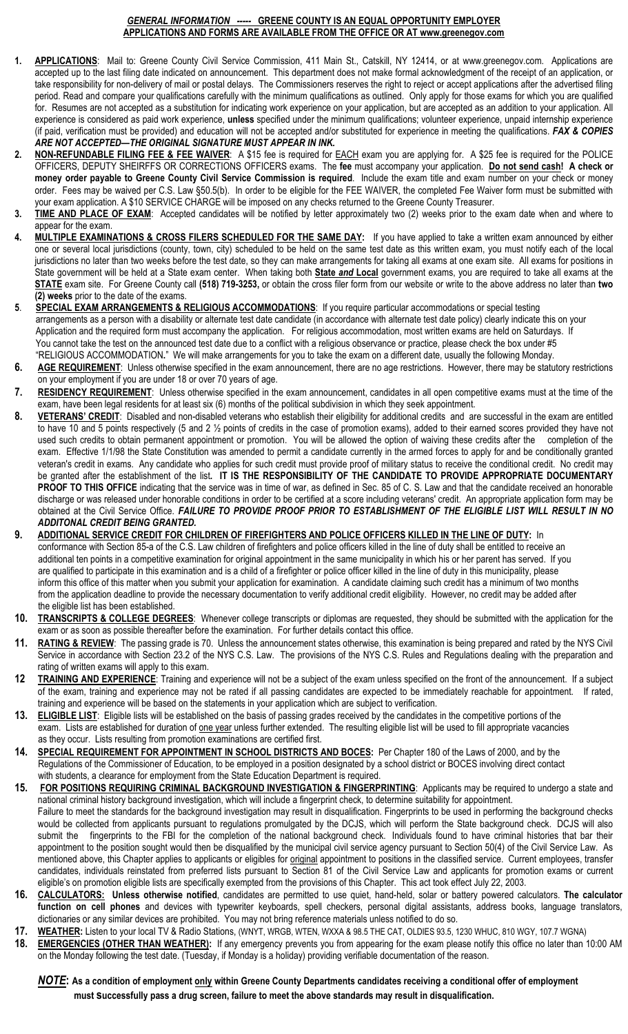## *GENERAL INFORMATION* ----- GREENE COUNTY IS AN EQUAL OPPORTUNITY EMPLOYER
## APPLICATIONS AND FORMS ARE AVAILABLE FROM THE OFFICE OR AT www.greenegov.com

1. **APPLICATIONS**: Mail to: Greene County Civil Service Commission, 411 Main St., Catskill, NY 12414, or at www.greenegov.com. Applications are accepted up to the last filing date indicated on announcement. This department does not make formal acknowledgment of the receipt of an application, or take responsibility for non-delivery of mail or postal delays. The Commissioners reserves the right to reject or accept applications after the advertised filing period. Read and compare your qualifications carefully with the minimum qualifications as outlined. Only apply for those exams for which you are qualified for. Resumes are not accepted as a substitution for indicating work experience on your application, but are accepted as an addition to your application. All experience is considered as paid work experience, **unless** specified under the minimum qualifications; volunteer experience, unpaid internship experience (if paid, verification must be provided) and education will not be accepted and/or substituted for experience in meeting the qualifications. ***FAX & COPIES ARE NOT ACCEPTED—THE ORIGINAL SIGNATURE MUST APPEAR IN INK.***
2. **NON-REFUNDABLE FILING FEE & FEE WAIVER**: A $15 fee is required for EACH exam you are applying for. A $25 fee is required for the POLICE OFFICERS, DEPUTY SHEIRFFS OR CORRECTIONS OFFICERS exams. The **fee** must accompany your application. **Do not send cash! A check or money order payable to Greene County Civil Service Commission is required**. Include the exam title and exam number on your check or money order. Fees may be waived per C.S. Law §50.5(b). In order to be eligible for the FEE WAIVER, the completed Fee Waiver form must be submitted with your exam application. A $10 SERVICE CHARGE will be imposed on any checks returned to the Greene County Treasurer.
3. **TIME AND PLACE OF EXAM**: Accepted candidates will be notified by letter approximately two (2) weeks prior to the exam date when and where to appear for the exam.
4. **MULTIPLE EXAMINATIONS & CROSS FILERS SCHEDULED FOR THE SAME DAY:** If you have applied to take a written exam announced by either one or several local jurisdictions (county, town, city) scheduled to be held on the same test date as this written exam, you must notify each of the local jurisdictions no later than two weeks before the test date, so they can make arrangements for taking all exams at one exam site. All exams for positions in State government will be held at a State exam center. When taking both **State *and* Local** government exams, you are required to take all exams at the **STATE** exam site. For Greene County call **(518) 719-3253,** or obtain the cross filer form from our website or write to the above address no later than **two (2) weeks** prior to the date of the exams.
5. **SPECIAL EXAM ARRANGEMENTS & RELIGIOUS ACCOMMODATIONS**: If you require particular accommodations or special testing arrangements as a person with a disability or alternate test date candidate (in accordance with alternate test date policy) clearly indicate this on your Application and the required form must accompany the application. For religious accommodation, most written exams are held on Saturdays. If You cannot take the test on the announced test date due to a conflict with a religious observance or practice, please check the box under #5 "RELIGIOUS ACCOMMODATION." We will make arrangements for you to take the exam on a different date, usually the following Monday.
6. **AGE REQUIREMENT**: Unless otherwise specified in the exam announcement, there are no age restrictions. However, there may be statutory restrictions on your employment if you are under 18 or over 70 years of age.
7. **RESIDENCY REQUIREMENT**: Unless otherwise specified in the exam announcement, candidates in all open competitive exams must at the time of the exam, have been legal residents for at least six (6) months of the political subdivision in which they seek appointment.
8. **VETERANS' CREDIT**: Disabled and non-disabled veterans who establish their eligibility for additional credits and are successful in the exam are entitled to have 10 and 5 points respectively (5 and 2 ½ points of credits in the case of promotion exams), added to their earned scores provided they have not used such credits to obtain permanent appointment or promotion. You will be allowed the option of waiving these credits after the completion of the exam. Effective 1/1/98 the State Constitution was amended to permit a candidate currently in the armed forces to apply for and be conditionally granted veteran's credit in exams. Any candidate who applies for such credit must provide proof of military status to receive the conditional credit. No credit may be granted after the establishment of the list**. IT IS THE RESPONSIBILITY OF THE CANDIDATE TO PROVIDE APPROPRIATE DOCUMENTARY PROOF TO THIS OFFICE** indicating that the service was in time of war, as defined in Sec. 85 of C. S. Law and that the candidate received an honorable discharge or was released under honorable conditions in order to be certified at a score including veterans' credit. An appropriate application form may be obtained at the Civil Service Office. ***FAILURE TO PROVIDE PROOF PRIOR TO ESTABLISHMENT OF THE ELIGIBLE LIST WILL RESULT IN NO ADDITONAL CREDIT BEING GRANTED.***
9. **ADDITIONAL SERVICE CREDIT FOR CHILDREN OF FIREFIGHTERS AND POLICE OFFICERS KILLED IN THE LINE OF DUTY:** In conformance with Section 85-a of the C.S. Law children of firefighters and police officers killed in the line of duty shall be entitled to receive an additional ten points in a competitive examination for original appointment in the same municipality in which his or her parent has served. If you are qualified to participate in this examination and is a child of a firefighter or police officer killed in the line of duty in this municipality, please inform this office of this matter when you submit your application for examination. A candidate claiming such credit has a minimum of two months from the application deadline to provide the necessary documentation to verify additional credit eligibility. However, no credit may be added after the eligible list has been established.
10. **TRANSCRIPTS & COLLEGE DEGREES**: Whenever college transcripts or diplomas are requested, they should be submitted with the application for the exam or as soon as possible thereafter before the examination. For further details contact this office.
11. **RATING & REVIEW**: The passing grade is 70. Unless the announcement states otherwise, this examination is being prepared and rated by the NYS Civil Service in accordance with Section 23.2 of the NYS C.S. Law. The provisions of the NYS C.S. Rules and Regulations dealing with the preparation and rating of written exams will apply to this exam.
12. **TRAINING AND EXPERIENCE**: Training and experience will not be a subject of the exam unless specified on the front of the announcement. If a subject of the exam, training and experience may not be rated if all passing candidates are expected to be immediately reachable for appointment. If rated, training and experience will be based on the statements in your application which are subject to verification.
13. **ELIGIBLE LIST**: Eligible lists will be established on the basis of passing grades received by the candidates in the competitive portions of the exam. Lists are established for duration of one year unless further extended. The resulting eligible list will be used to fill appropriate vacancies as they occur. Lists resulting from promotion examinations are certified first.
14. **SPECIAL REQUIREMENT FOR APPOINTMENT IN SCHOOL DISTRICTS AND BOCES:** Per Chapter 180 of the Laws of 2000, and by the Regulations of the Commissioner of Education, to be employed in a position designated by a school district or BOCES involving direct contact with students, a clearance for employment from the State Education Department is required.
15. **FOR POSITIONS REQUIRING CRIMINAL BACKGROUND INVESTIGATION & FINGERPRINTING**: Applicants may be required to undergo a state and national criminal history background investigation, which will include a fingerprint check, to determine suitability for appointment. Failure to meet the standards for the background investigation may result in disqualification. Fingerprints to be used in performing the background checks would be collected from applicants pursuant to regulations promulgated by the DCJS, which will perform the State background check. DCJS will also submit the fingerprints to the FBI for the completion of the national background check. Individuals found to have criminal histories that bar their appointment to the position sought would then be disqualified by the municipal civil service agency pursuant to Section 50(4) of the Civil Service Law. As mentioned above, this Chapter applies to applicants or eligibles for original appointment to positions in the classified service. Current employees, transfer candidates, individuals reinstated from preferred lists pursuant to Section 81 of the Civil Service Law and applicants for promotion exams or current eligible's on promotion eligible lists are specifically exempted from the provisions of this Chapter. This act took effect July 22, 2003.
16. **CALCULATORS: Unless otherwise notified**, candidates are permitted to use quiet, hand-held, solar or battery powered calculators. **The calculator function on cell phones** and devices with typewriter keyboards, spell checkers, personal digital assistants, address books, language translators, dictionaries or any similar devices are prohibited. You may not bring reference materials unless notified to do so.
17. **WEATHER:** Listen to your local TV & Radio Stations, (WNYT, WRGB, WTEN, WXXA & 98.5 THE CAT, OLDIES 93.5, 1230 WHUC, 810 WGY, 107.7 WGNA)
18. **EMERGENCIES (OTHER THAN WEATHER):** If any emergency prevents you from appearing for the exam please notify this office no later than 10:00 AM on the Monday following the test date. (Tuesday, if Monday is a holiday) providing verifiable documentation of the reason.

***NOTE*: As a condition of employment only within Greene County Departments candidates receiving a conditional offer of employment must Successfully pass a drug screen, failure to meet the above standards may result in disqualification.**